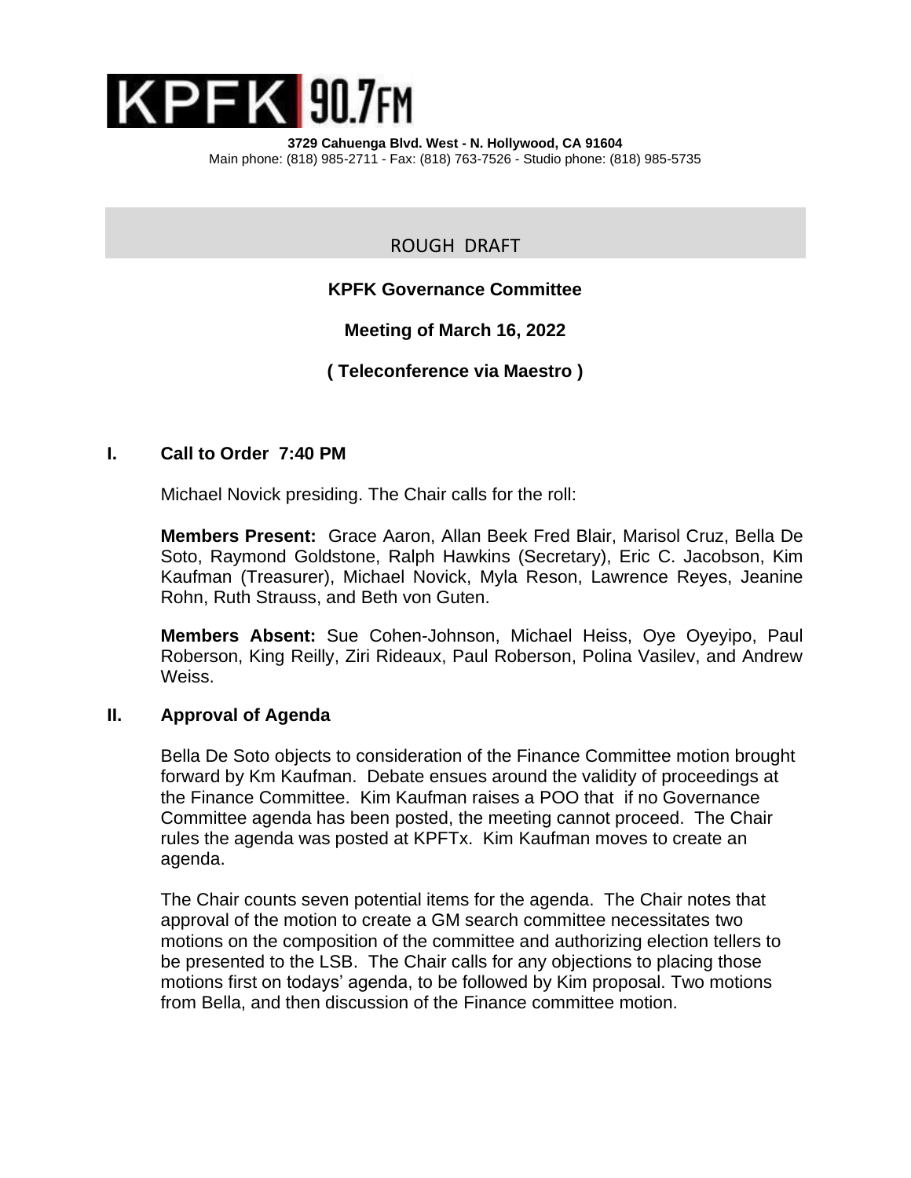# KPFK 90.7FM

**3729 Cahuenga Blvd. West - N. Hollywood, CA 91604**
Main phone: (818) 985-2711 - Fax: (818) 763-7526 - Studio phone: (818) 985-5735

ROUGH DRAFT

**KPFK Governance Committee**

**Meeting of March 16, 2022**

**( Teleconference via Maestro )**

## I. Call to Order 7:40 PM

Michael Novick presiding. The Chair calls for the roll:

**Members Present:** Grace Aaron, Allan Beek Fred Blair, Marisol Cruz, Bella De Soto, Raymond Goldstone, Ralph Hawkins (Secretary), Eric C. Jacobson, Kim Kaufman (Treasurer), Michael Novick, Myla Reson, Lawrence Reyes, Jeanine Rohn, Ruth Strauss, and Beth von Guten.

**Members Absent:** Sue Cohen-Johnson, Michael Heiss, Oye Oyeyipo, Paul Roberson, King Reilly, Ziri Rideaux, Paul Roberson, Polina Vasilev, and Andrew Weiss.

## II. Approval of Agenda

Bella De Soto objects to consideration of the Finance Committee motion brought forward by Km Kaufman. Debate ensues around the validity of proceedings at the Finance Committee. Kim Kaufman raises a POO that if no Governance Committee agenda has been posted, the meeting cannot proceed. The Chair rules the agenda was posted at KPFTx. Kim Kaufman moves to create an agenda.

The Chair counts seven potential items for the agenda. The Chair notes that approval of the motion to create a GM search committee necessitates two motions on the composition of the committee and authorizing election tellers to be presented to the LSB. The Chair calls for any objections to placing those motions first on todays' agenda, to be followed by Kim proposal. Two motions from Bella, and then discussion of the Finance committee motion.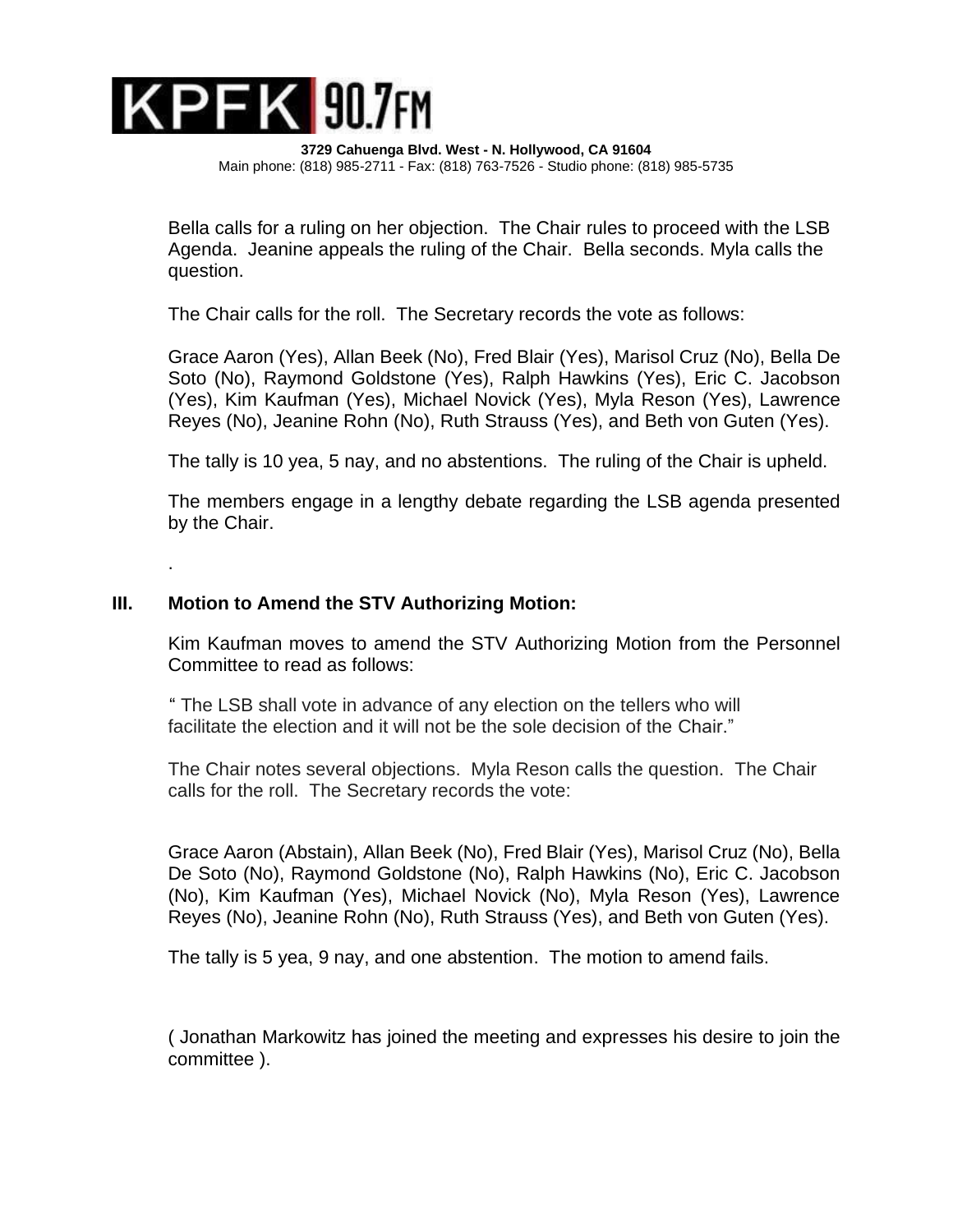Bella calls for a ruling on her objection. The Chair rules to proceed with the LSB Agenda. Jeanine appeals the ruling of the Chair. Bella seconds. Myla calls the question.

The Chair calls for the roll. The Secretary records the vote as follows:

Grace Aaron (Yes), Allan Beek (No), Fred Blair (Yes), Marisol Cruz (No), Bella De Soto (No), Raymond Goldstone (Yes), Ralph Hawkins (Yes), Eric C. Jacobson (Yes), Kim Kaufman (Yes), Michael Novick (Yes), Myla Reson (Yes), Lawrence Reyes (No), Jeanine Rohn (No), Ruth Strauss (Yes), and Beth von Guten (Yes).

The tally is 10 yea, 5 nay, and no abstentions. The ruling of the Chair is upheld.

The members engage in a lengthy debate regarding the LSB agenda presented by the Chair.

.

## III. Motion to Amend the STV Authorizing Motion:

Kim Kaufman moves to amend the STV Authorizing Motion from the Personnel Committee to read as follows:

" The LSB shall vote in advance of any election on the tellers who will facilitate the election and it will not be the sole decision of the Chair."

The Chair notes several objections. Myla Reson calls the question. The Chair calls for the roll. The Secretary records the vote:

Grace Aaron (Abstain), Allan Beek (No), Fred Blair (Yes), Marisol Cruz (No), Bella De Soto (No), Raymond Goldstone (No), Ralph Hawkins (No), Eric C. Jacobson (No), Kim Kaufman (Yes), Michael Novick (No), Myla Reson (Yes), Lawrence Reyes (No), Jeanine Rohn (No), Ruth Strauss (Yes), and Beth von Guten (Yes).

The tally is 5 yea, 9 nay, and one abstention. The motion to amend fails.

( Jonathan Markowitz has joined the meeting and expresses his desire to join the committee ).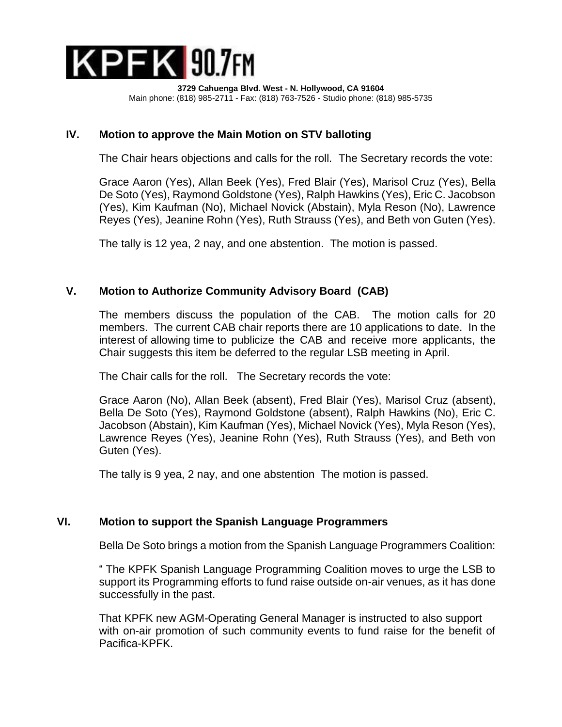KPFK 90.7FM

**3729 Cahuenga Blvd. West - N. Hollywood, CA 91604**
Main phone: (818) 985-2711 - Fax: (818) 763-7526 - Studio phone: (818) 985-5735

## IV. Motion to approve the Main Motion on STV balloting

The Chair hears objections and calls for the roll. The Secretary records the vote:

Grace Aaron (Yes), Allan Beek (Yes), Fred Blair (Yes), Marisol Cruz (Yes), Bella De Soto (Yes), Raymond Goldstone (Yes), Ralph Hawkins (Yes), Eric C. Jacobson (Yes), Kim Kaufman (No), Michael Novick (Abstain), Myla Reson (No), Lawrence Reyes (Yes), Jeanine Rohn (Yes), Ruth Strauss (Yes), and Beth von Guten (Yes).

The tally is 12 yea, 2 nay, and one abstention. The motion is passed.

## V. Motion to Authorize Community Advisory Board (CAB)

The members discuss the population of the CAB. The motion calls for 20 members. The current CAB chair reports there are 10 applications to date. In the interest of allowing time to publicize the CAB and receive more applicants, the Chair suggests this item be deferred to the regular LSB meeting in April.

The Chair calls for the roll. The Secretary records the vote:

Grace Aaron (No), Allan Beek (absent), Fred Blair (Yes), Marisol Cruz (absent), Bella De Soto (Yes), Raymond Goldstone (absent), Ralph Hawkins (No), Eric C. Jacobson (Abstain), Kim Kaufman (Yes), Michael Novick (Yes), Myla Reson (Yes), Lawrence Reyes (Yes), Jeanine Rohn (Yes), Ruth Strauss (Yes), and Beth von Guten (Yes).

The tally is 9 yea, 2 nay, and one abstention The motion is passed.

## VI. Motion to support the Spanish Language Programmers

Bella De Soto brings a motion from the Spanish Language Programmers Coalition:

" The KPFK Spanish Language Programming Coalition moves to urge the LSB to support its Programming efforts to fund raise outside on-air venues, as it has done successfully in the past.

That KPFK new AGM-Operating General Manager is instructed to also support with on-air promotion of such community events to fund raise for the benefit of Pacifica-KPFK.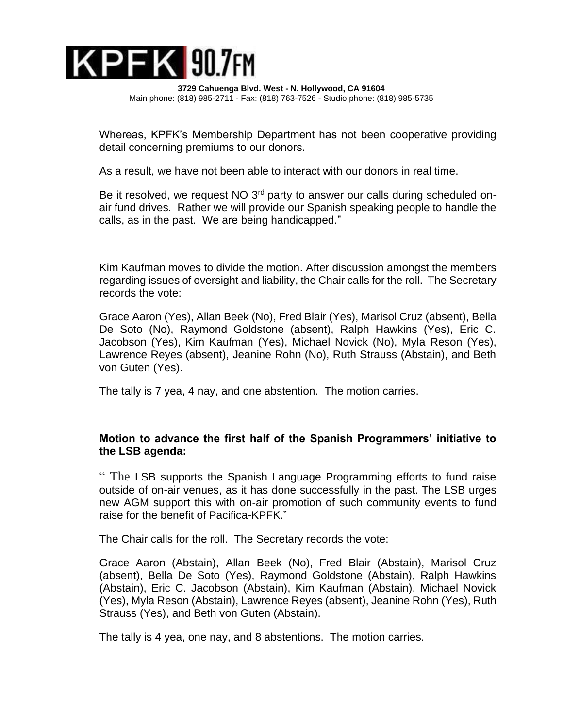Whereas, KPFK's Membership Department has not been cooperative providing detail concerning premiums to our donors.

As a result, we have not been able to interact with our donors in real time.

Be it resolved, we request NO 3rd party to answer our calls during scheduled on-air fund drives. Rather we will provide our Spanish speaking people to handle the calls, as in the past. We are being handicapped."

Kim Kaufman moves to divide the motion. After discussion amongst the members regarding issues of oversight and liability, the Chair calls for the roll. The Secretary records the vote:

Grace Aaron (Yes), Allan Beek (No), Fred Blair (Yes), Marisol Cruz (absent), Bella De Soto (No), Raymond Goldstone (absent), Ralph Hawkins (Yes), Eric C. Jacobson (Yes), Kim Kaufman (Yes), Michael Novick (No), Myla Reson (Yes), Lawrence Reyes (absent), Jeanine Rohn (No), Ruth Strauss (Abstain), and Beth von Guten (Yes).

The tally is 7 yea, 4 nay, and one abstention. The motion carries.

**Motion to advance the first half of the Spanish Programmers' initiative to the LSB agenda:**

" The LSB supports the Spanish Language Programming efforts to fund raise outside of on-air venues, as it has done successfully in the past. The LSB urges new AGM support this with on-air promotion of such community events to fund raise for the benefit of Pacifica-KPFK."

The Chair calls for the roll. The Secretary records the vote:

Grace Aaron (Abstain), Allan Beek (No), Fred Blair (Abstain), Marisol Cruz (absent), Bella De Soto (Yes), Raymond Goldstone (Abstain), Ralph Hawkins (Abstain), Eric C. Jacobson (Abstain), Kim Kaufman (Abstain), Michael Novick (Yes), Myla Reson (Abstain), Lawrence Reyes (absent), Jeanine Rohn (Yes), Ruth Strauss (Yes), and Beth von Guten (Abstain).

The tally is 4 yea, one nay, and 8 abstentions. The motion carries.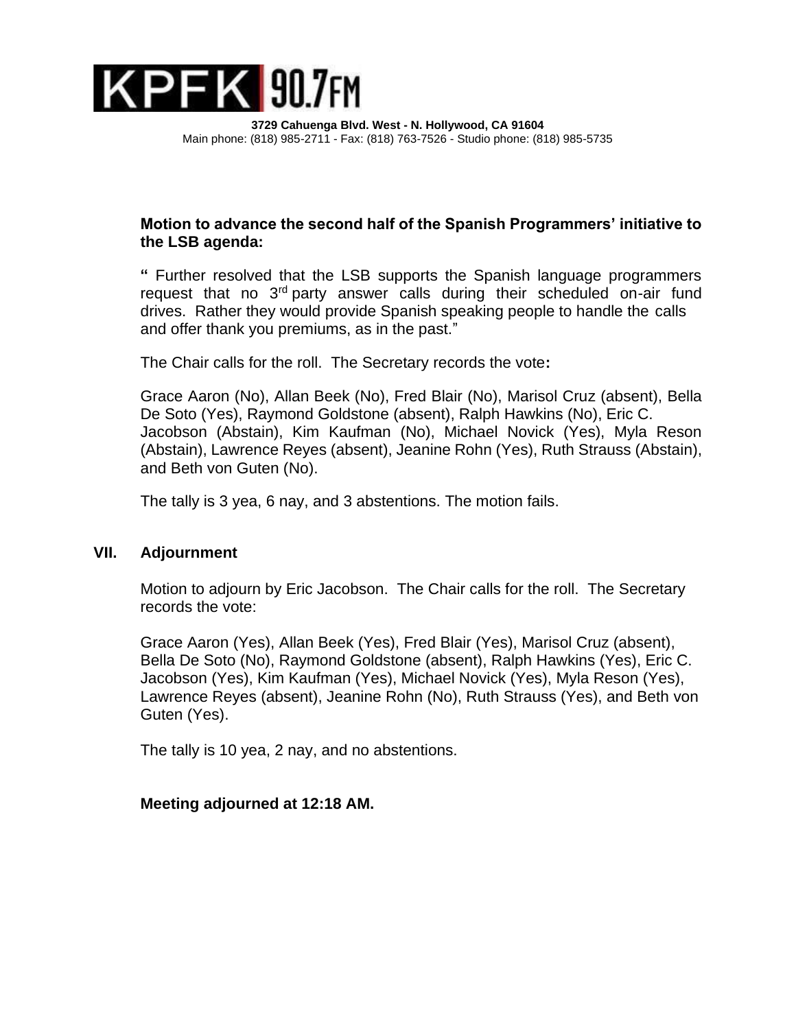KPFK 90.7FM

**3729 Cahuenga Blvd. West - N. Hollywood, CA 91604**
Main phone: (818) 985-2711 - Fax: (818) 763-7526 - Studio phone: (818) 985-5735

**Motion to advance the second half of the Spanish Programmers' initiative to the LSB agenda:**

**"** Further resolved that the LSB supports the Spanish language programmers request that no 3rd party answer calls during their scheduled on-air fund drives. Rather they would provide Spanish speaking people to handle the calls and offer thank you premiums, as in the past."

The Chair calls for the roll. The Secretary records the vote**:**

Grace Aaron (No), Allan Beek (No), Fred Blair (No), Marisol Cruz (absent), Bella De Soto (Yes), Raymond Goldstone (absent), Ralph Hawkins (No), Eric C. Jacobson (Abstain), Kim Kaufman (No), Michael Novick (Yes), Myla Reson (Abstain), Lawrence Reyes (absent), Jeanine Rohn (Yes), Ruth Strauss (Abstain), and Beth von Guten (No).

The tally is 3 yea, 6 nay, and 3 abstentions. The motion fails.

## VII. Adjournment

Motion to adjourn by Eric Jacobson. The Chair calls for the roll. The Secretary records the vote:

Grace Aaron (Yes), Allan Beek (Yes), Fred Blair (Yes), Marisol Cruz (absent), Bella De Soto (No), Raymond Goldstone (absent), Ralph Hawkins (Yes), Eric C. Jacobson (Yes), Kim Kaufman (Yes), Michael Novick (Yes), Myla Reson (Yes), Lawrence Reyes (absent), Jeanine Rohn (No), Ruth Strauss (Yes), and Beth von Guten (Yes).

The tally is 10 yea, 2 nay, and no abstentions.

**Meeting adjourned at 12:18 AM.**